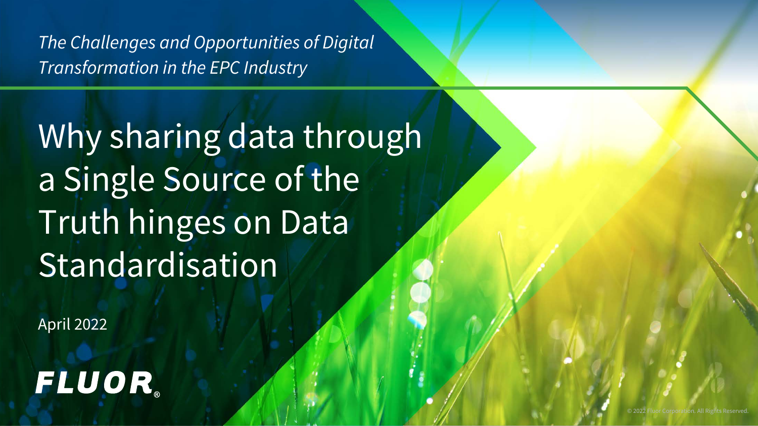*The Challenges and Opportunities of Digital Transformation in the EPC Industry*

# Why sharing data through a Single Source of the Truth hinges on Data Standardisation

April 2022

FLUOR®

© 2022 Fluor Corporation. All Rights Reserved.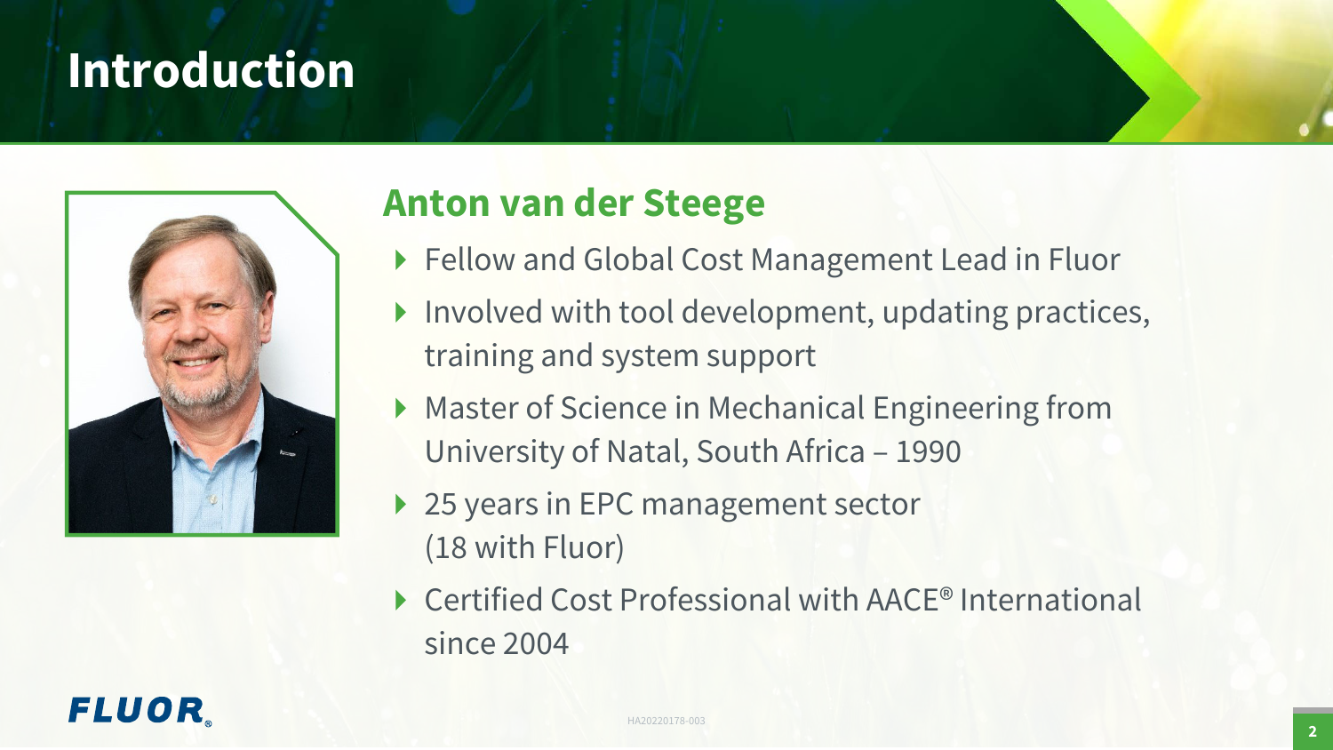# Introduction

## Anton van der Steege

- Fellow and Global Cost Management Lead in Fluor
- Involved with tool development, updating practices, training and system support
- Master of Science in Mechanical Engineering from University of Natal, South Africa – 1990
- 25 years in EPC management sector (18 with Fluor)
- Certified Cost Professional with AACE® International since 2004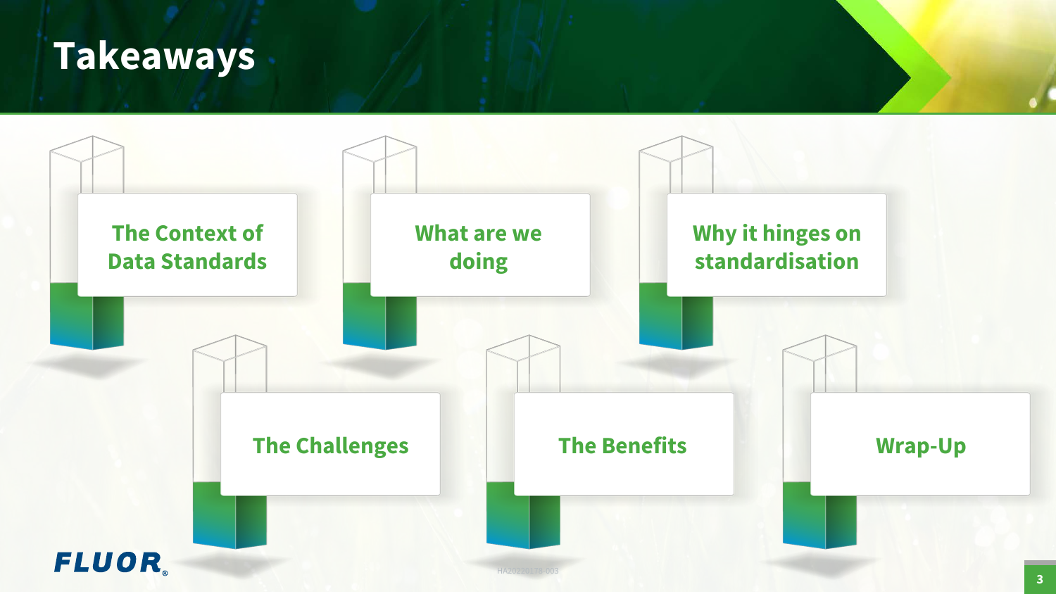# Takeaways

- The Context of Data Standards
- What are we doing
- Why it hinges on standardisation
- The Challenges
- The Benefits
- Wrap-Up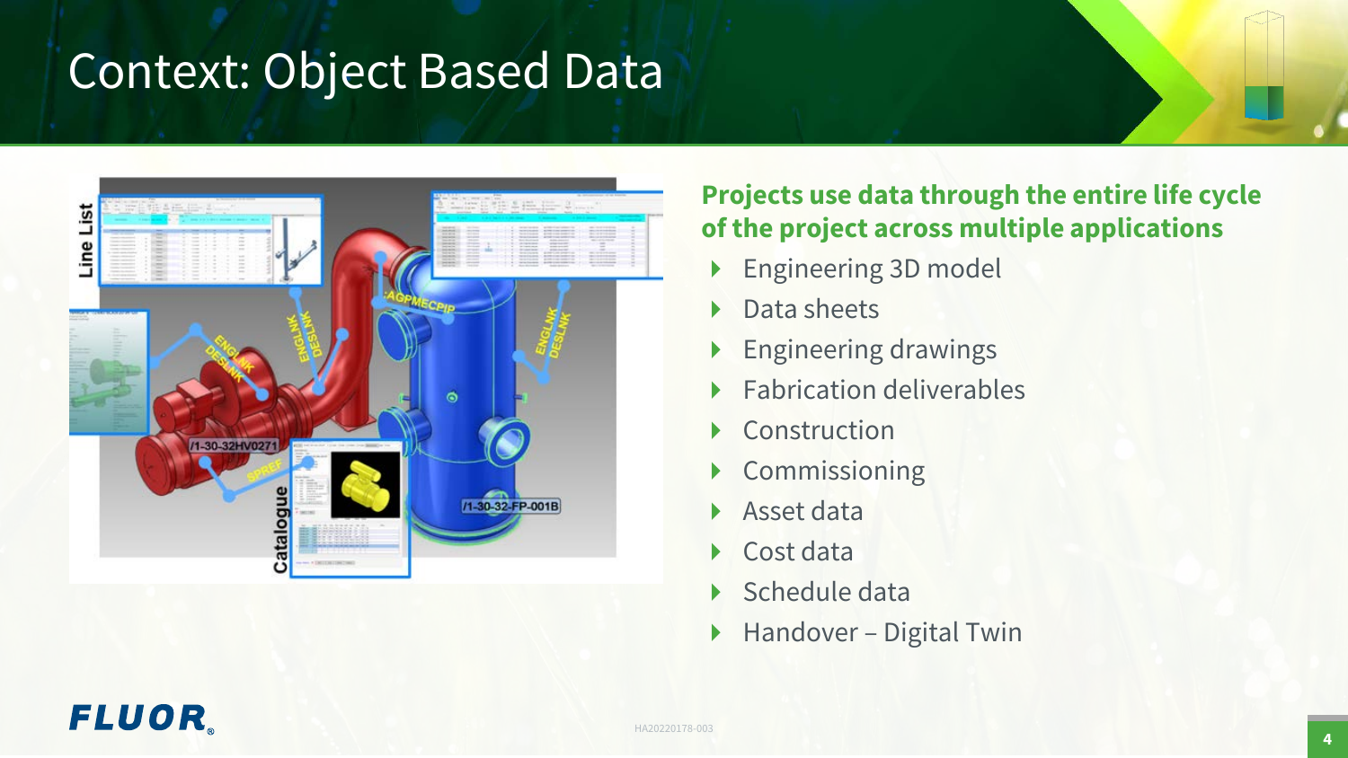# Context: Object Based Data

**Projects use data through the entire life cycle of the project across multiple applications**

- Engineering 3D model
- Data sheets
- Engineering drawings
- Fabrication deliverables
- Construction
- Commissioning
- Asset data
- Cost data
- Schedule data
- Handover – Digital Twin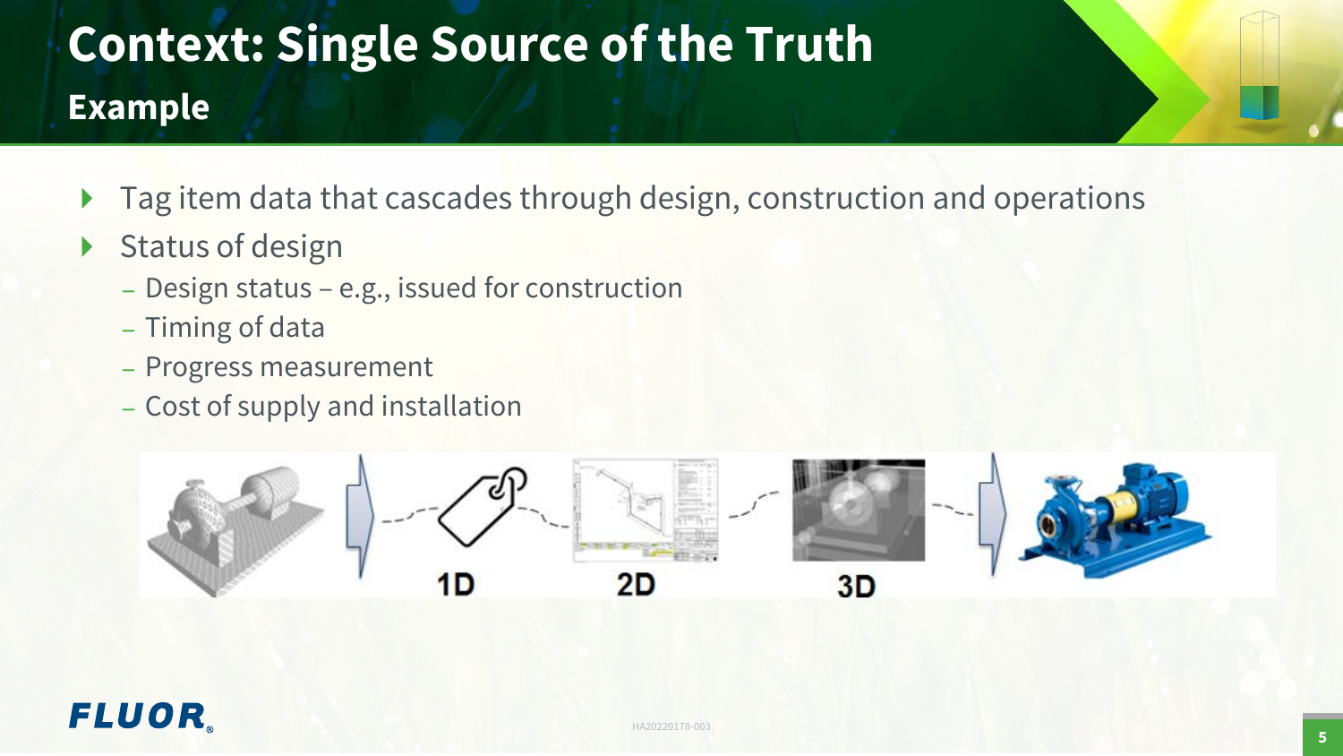# Context: Single Source of the Truth

## Example

- Tag item data that cascades through design, construction and operations
- Status of design
  - Design status – e.g., issued for construction
  - Timing of data
  - Progress measurement
  - Cost of supply and installation

1D 2D 3D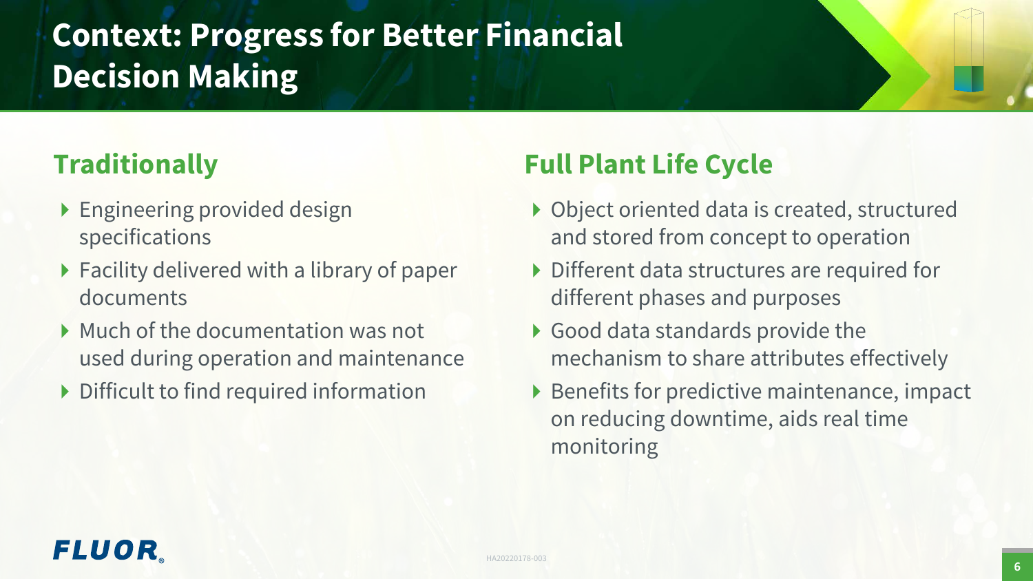# Context: Progress for Better Financial Decision Making

## Traditionally

- Engineering provided design specifications
- Facility delivered with a library of paper documents
- Much of the documentation was not used during operation and maintenance
- Difficult to find required information

## Full Plant Life Cycle

- Object oriented data is created, structured and stored from concept to operation
- Different data structures are required for different phases and purposes
- Good data standards provide the mechanism to share attributes effectively
- Benefits for predictive maintenance, impact on reducing downtime, aids real time monitoring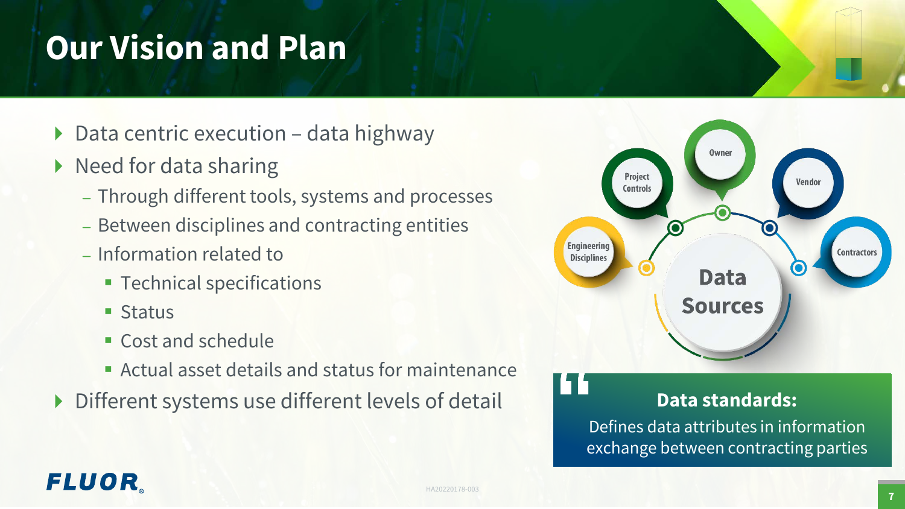# Our Vision and Plan

- Data centric execution – data highway
- Need for data sharing
  - Through different tools, systems and processes
  - Between disciplines and contracting entities
  - Information related to
    - Technical specifications
    - Status
    - Cost and schedule
    - Actual asset details and status for maintenance
- Different systems use different levels of detail

Data Sources: Engineering Disciplines, Project Controls, Owner, Vendor, Contractors

**Data standards:**
Defines data attributes in information exchange between contracting parties

FLUOR

HA20220178-003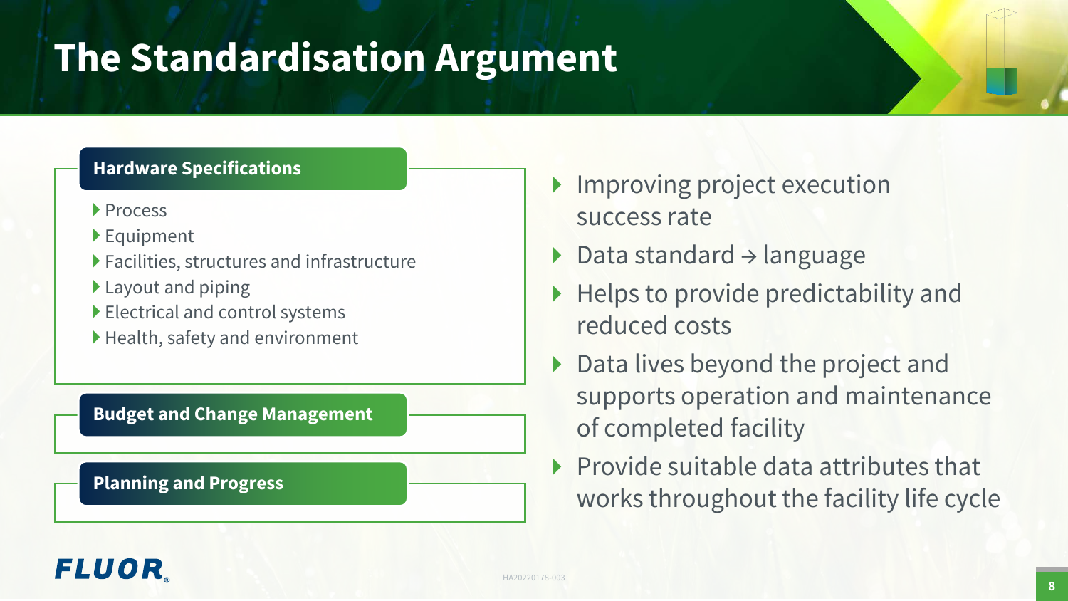# The Standardisation Argument

**Hardware Specifications**

- Process
- Equipment
- Facilities, structures and infrastructure
- Layout and piping
- Electrical and control systems
- Health, safety and environment

**Budget and Change Management**

**Planning and Progress**

- Improving project execution success rate
- Data standard → language
- Helps to provide predictability and reduced costs
- Data lives beyond the project and supports operation and maintenance of completed facility
- Provide suitable data attributes that works throughout the facility life cycle

FLUOR

HA20220178-003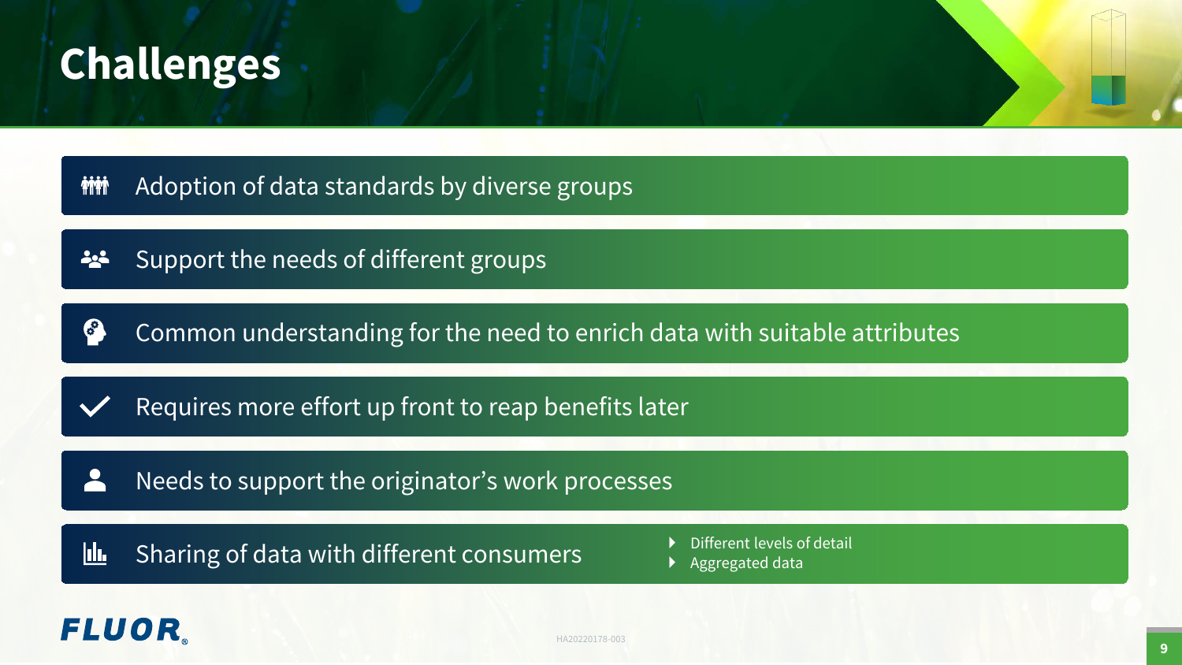# Challenges

- Adoption of data standards by diverse groups
- Support the needs of different groups
- Common understanding for the need to enrich data with suitable attributes
- Requires more effort up front to reap benefits later
- Needs to support the originator's work processes
- Sharing of data with different consumers
  - Different levels of detail
  - Aggregated data

FLUOR

HA20220178-003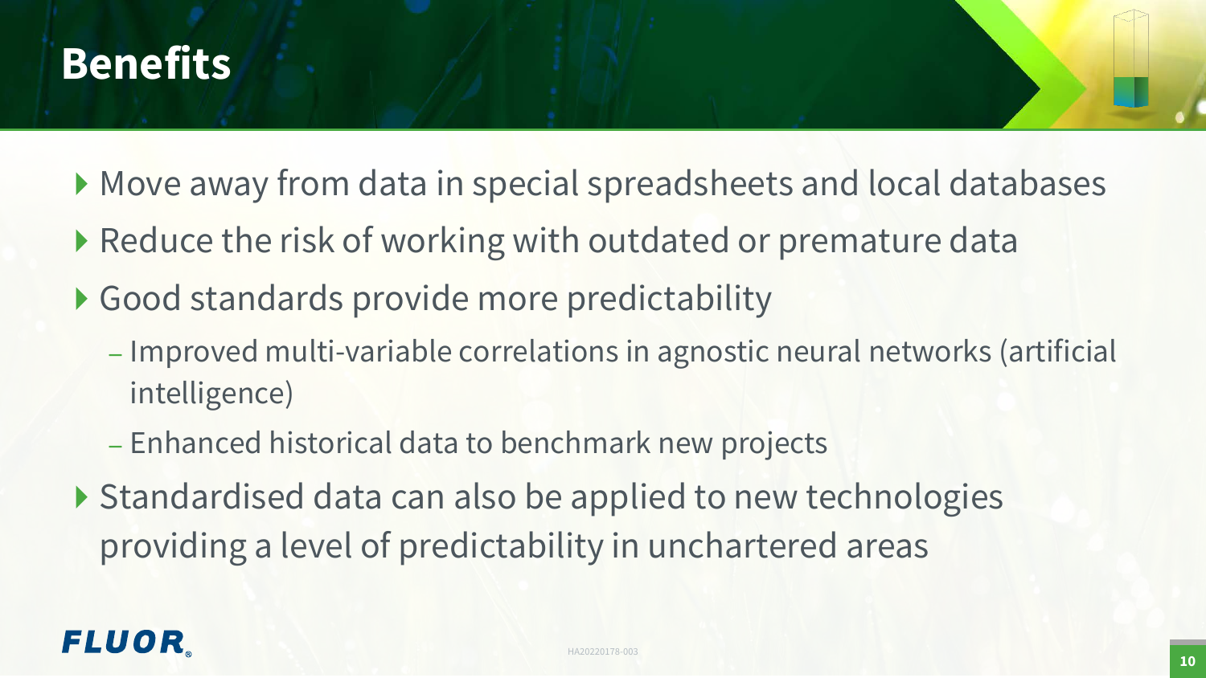# Benefits

- Move away from data in special spreadsheets and local databases
- Reduce the risk of working with outdated or premature data
- Good standards provide more predictability
  - Improved multi-variable correlations in agnostic neural networks (artificial intelligence)
  - Enhanced historical data to benchmark new projects
- Standardised data can also be applied to new technologies providing a level of predictability in unchartered areas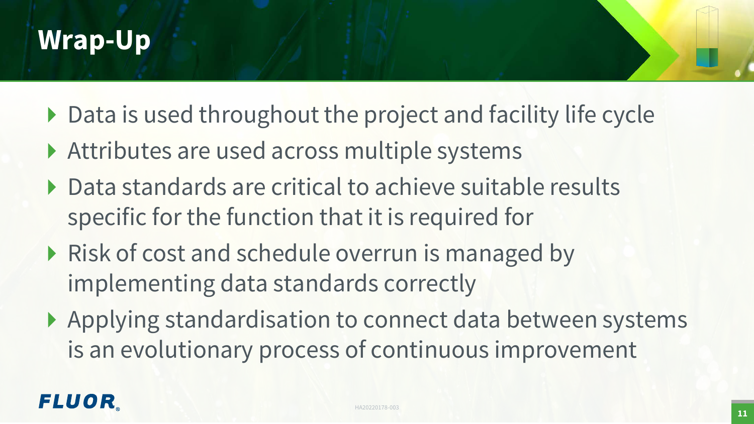# Wrap-Up

- Data is used throughout the project and facility life cycle
- Attributes are used across multiple systems
- Data standards are critical to achieve suitable results specific for the function that it is required for
- Risk of cost and schedule overrun is managed by implementing data standards correctly
- Applying standardisation to connect data between systems is an evolutionary process of continuous improvement

FLUOR

HA20220178-003